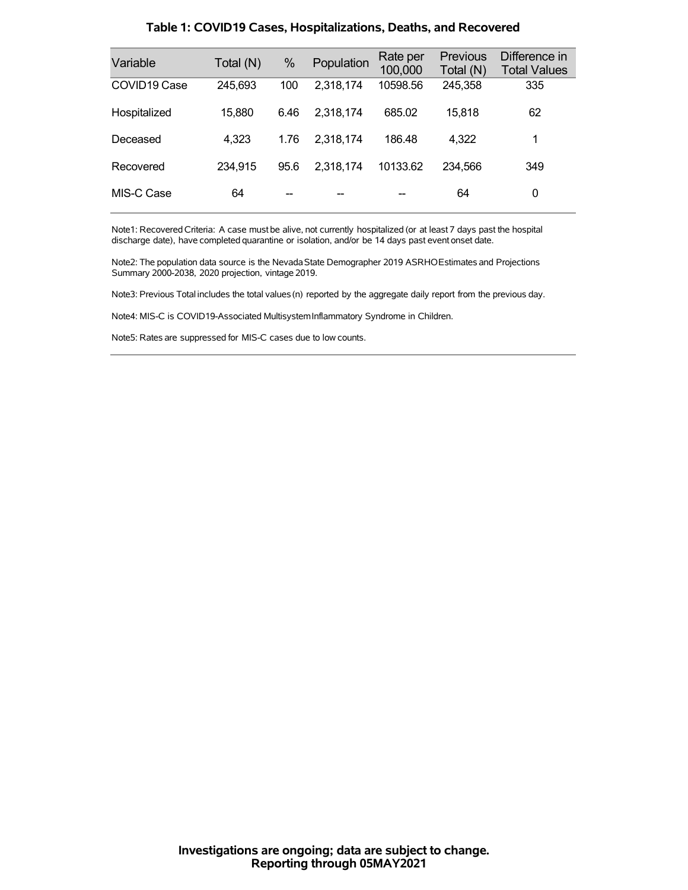## Table 1: COVID19 Cases, Hospitalizations, Deaths, and Recovered

| Variable | Total (N) | % | Population | Rate per 100,000 | Previous Total (N) | Difference in Total Values |
|---|---|---|---|---|---|---|
| COVID19 Case | 245,693 | 100 | 2,318,174 | 10598.56 | 245,358 | 335 |
| Hospitalized | 15,880 | 6.46 | 2,318,174 | 685.02 | 15,818 | 62 |
| Deceased | 4,323 | 1.76 | 2,318,174 | 186.48 | 4,322 | 1 |
| Recovered | 234,915 | 95.6 | 2,318,174 | 10133.62 | 234,566 | 349 |
| MIS-C Case | 64 | -- | -- | -- | 64 | 0 |

Note1: Recovered Criteria: A case must be alive, not currently hospitalized (or at least 7 days past the hospital discharge date), have completed quarantine or isolation, and/or be 14 days past event onset date.

Note2: The population data source is the Nevada State Demographer 2019 ASRHO Estimates and Projections Summary 2000-2038, 2020 projection, vintage 2019.

Note3: Previous Total includes the total values (n) reported by the aggregate daily report from the previous day.

Note4: MIS-C is COVID19-Associated Multisystem Inflammatory Syndrome in Children.

Note5: Rates are suppressed for MIS-C cases due to low counts.

**Investigations are ongoing; data are subject to change.**
**Reporting through 05MAY2021**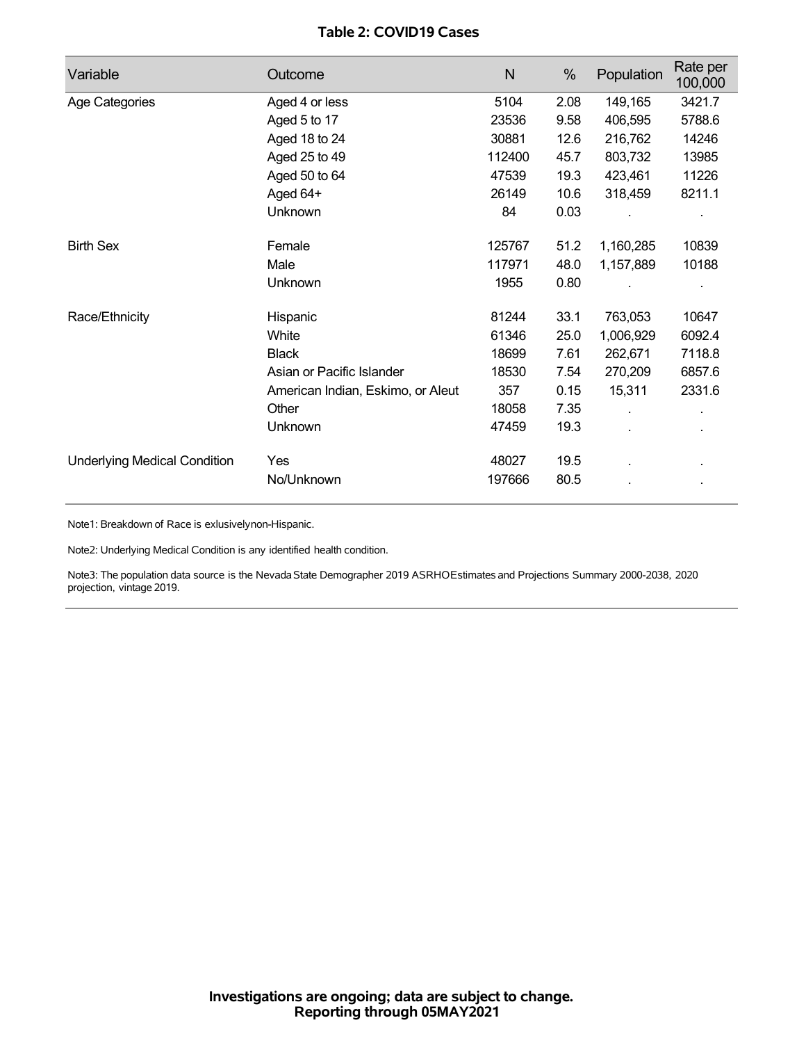# Table 2: COVID19 Cases

| Variable | Outcome | N | % | Population | Rate per 100,000 |
|---|---|---|---|---|---|
| Age Categories | Aged 4 or less | 5104 | 2.08 | 149,165 | 3421.7 |
| | Aged 5 to 17 | 23536 | 9.58 | 406,595 | 5788.6 |
| | Aged 18 to 24 | 30881 | 12.6 | 216,762 | 14246 |
| | Aged 25 to 49 | 112400 | 45.7 | 803,732 | 13985 |
| | Aged 50 to 64 | 47539 | 19.3 | 423,461 | 11226 |
| | Aged 64+ | 26149 | 10.6 | 318,459 | 8211.1 |
| | Unknown | 84 | 0.03 | . | . |
| Birth Sex | Female | 125767 | 51.2 | 1,160,285 | 10839 |
| | Male | 117971 | 48.0 | 1,157,889 | 10188 |
| | Unknown | 1955 | 0.80 | . | . |
| Race/Ethnicity | Hispanic | 81244 | 33.1 | 763,053 | 10647 |
| | White | 61346 | 25.0 | 1,006,929 | 6092.4 |
| | Black | 18699 | 7.61 | 262,671 | 7118.8 |
| | Asian or Pacific Islander | 18530 | 7.54 | 270,209 | 6857.6 |
| | American Indian, Eskimo, or Aleut | 357 | 0.15 | 15,311 | 2331.6 |
| | Other | 18058 | 7.35 | . | . |
| | Unknown | 47459 | 19.3 | . | . |
| Underlying Medical Condition | Yes | 48027 | 19.5 | . | . |
| | No/Unknown | 197666 | 80.5 | . | . |

Note1: Breakdown of Race is exlusivelynon-Hispanic.

Note2: Underlying Medical Condition is any identified health condition.

Note3: The population data source is the Nevada State Demographer 2019 ASRHOEstimates and Projections Summary 2000-2038, 2020 projection, vintage 2019.

**Investigations are ongoing; data are subject to change.**
**Reporting through 05MAY2021**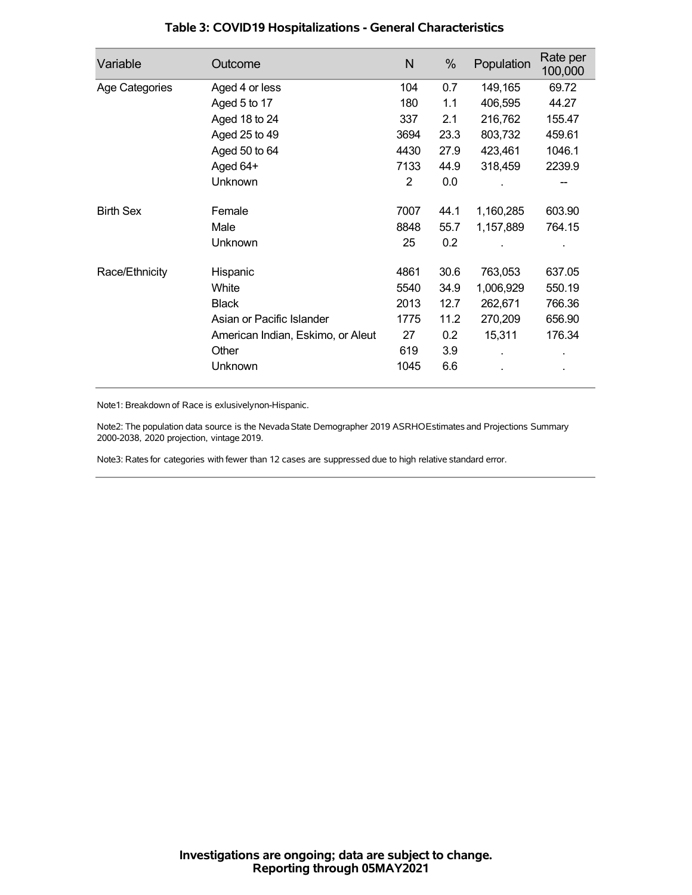## Table 3: COVID19 Hospitalizations - General Characteristics

| Variable | Outcome | N | % | Population | Rate per 100,000 |
|---|---|---|---|---|---|
| Age Categories | Aged 4 or less | 104 | 0.7 | 149,165 | 69.72 |
| | Aged 5 to 17 | 180 | 1.1 | 406,595 | 44.27 |
| | Aged 18 to 24 | 337 | 2.1 | 216,762 | 155.47 |
| | Aged 25 to 49 | 3694 | 23.3 | 803,732 | 459.61 |
| | Aged 50 to 64 | 4430 | 27.9 | 423,461 | 1046.1 |
| | Aged 64+ | 7133 | 44.9 | 318,459 | 2239.9 |
| | Unknown | 2 | 0.0 | . | -- |
| Birth Sex | Female | 7007 | 44.1 | 1,160,285 | 603.90 |
| | Male | 8848 | 55.7 | 1,157,889 | 764.15 |
| | Unknown | 25 | 0.2 | . | . |
| Race/Ethnicity | Hispanic | 4861 | 30.6 | 763,053 | 637.05 |
| | White | 5540 | 34.9 | 1,006,929 | 550.19 |
| | Black | 2013 | 12.7 | 262,671 | 766.36 |
| | Asian or Pacific Islander | 1775 | 11.2 | 270,209 | 656.90 |
| | American Indian, Eskimo, or Aleut | 27 | 0.2 | 15,311 | 176.34 |
| | Other | 619 | 3.9 | . | . |
| | Unknown | 1045 | 6.6 | . | . |

Note1: Breakdown of Race is exlusivelynon-Hispanic.

Note2: The population data source is the Nevada State Demographer 2019 ASRHOEstimates and Projections Summary 2000-2038, 2020 projection, vintage 2019.

Note3: Rates for categories with fewer than 12 cases are suppressed due to high relative standard error.

**Investigations are ongoing; data are subject to change.**
**Reporting through 05MAY2021**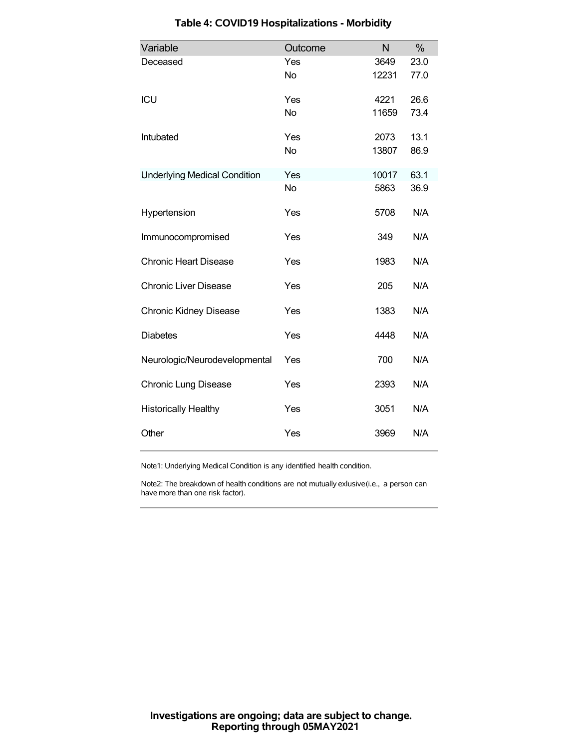## Table 4: COVID19 Hospitalizations - Morbidity

| Variable | Outcome | N | % |
|---|---|---|---|
| Deceased | Yes | 3649 | 23.0 |
| | No | 12231 | 77.0 |
| ICU | Yes | 4221 | 26.6 |
| | No | 11659 | 73.4 |
| Intubated | Yes | 2073 | 13.1 |
| | No | 13807 | 86.9 |
| Underlying Medical Condition | Yes | 10017 | 63.1 |
| | No | 5863 | 36.9 |
| Hypertension | Yes | 5708 | N/A |
| Immunocompromised | Yes | 349 | N/A |
| Chronic Heart Disease | Yes | 1983 | N/A |
| Chronic Liver Disease | Yes | 205 | N/A |
| Chronic Kidney Disease | Yes | 1383 | N/A |
| Diabetes | Yes | 4448 | N/A |
| Neurologic/Neurodevelopmental | Yes | 700 | N/A |
| Chronic Lung Disease | Yes | 2393 | N/A |
| Historically Healthy | Yes | 3051 | N/A |
| Other | Yes | 3969 | N/A |

Note1: Underlying Medical Condition is any identified health condition.

Note2: The breakdown of health conditions are not mutually exlusive(i.e., a person can have more than one risk factor).

**Investigations are ongoing; data are subject to change.**
**Reporting through 05MAY2021**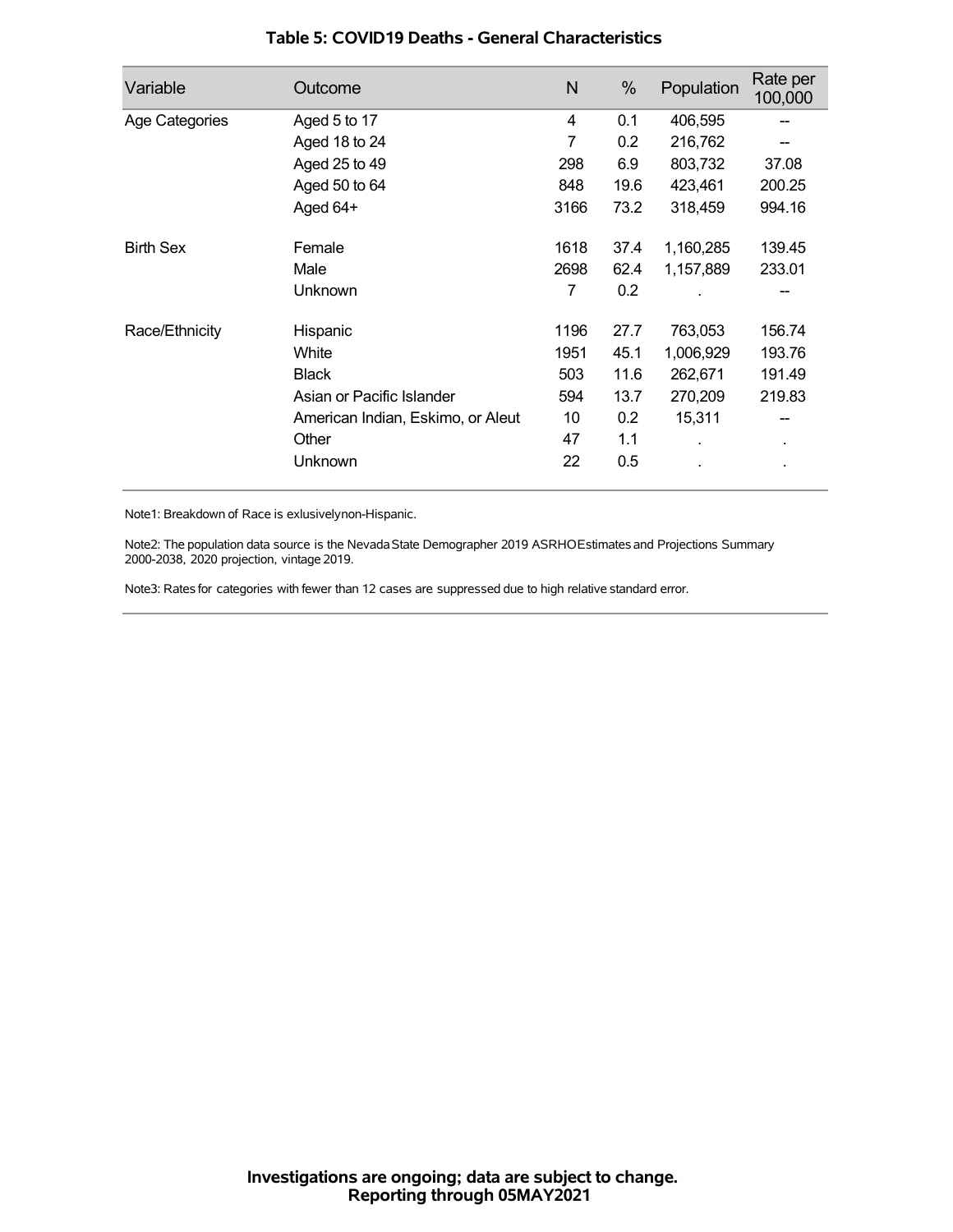### Table 5: COVID19 Deaths - General Characteristics

| Variable | Outcome | N | % | Population | Rate per 100,000 |
|---|---|---|---|---|---|
| Age Categories | Aged 5 to 17 | 4 | 0.1 | 406,595 | -- |
| | Aged 18 to 24 | 7 | 0.2 | 216,762 | -- |
| | Aged 25 to 49 | 298 | 6.9 | 803,732 | 37.08 |
| | Aged 50 to 64 | 848 | 19.6 | 423,461 | 200.25 |
| | Aged 64+ | 3166 | 73.2 | 318,459 | 994.16 |
| Birth Sex | Female | 1618 | 37.4 | 1,160,285 | 139.45 |
| | Male | 2698 | 62.4 | 1,157,889 | 233.01 |
| | Unknown | 7 | 0.2 | . | -- |
| Race/Ethnicity | Hispanic | 1196 | 27.7 | 763,053 | 156.74 |
| | White | 1951 | 45.1 | 1,006,929 | 193.76 |
| | Black | 503 | 11.6 | 262,671 | 191.49 |
| | Asian or Pacific Islander | 594 | 13.7 | 270,209 | 219.83 |
| | American Indian, Eskimo, or Aleut | 10 | 0.2 | 15,311 | -- |
| | Other | 47 | 1.1 | . | . |
| | Unknown | 22 | 0.5 | . | . |

Note1: Breakdown of Race is exlusivelynon-Hispanic.

Note2: The population data source is the Nevada State Demographer 2019 ASRHOEstimates and Projections Summary 2000-2038, 2020 projection, vintage 2019.

Note3: Rates for categories with fewer than 12 cases are suppressed due to high relative standard error.

**Investigations are ongoing; data are subject to change.**
**Reporting through 05MAY2021**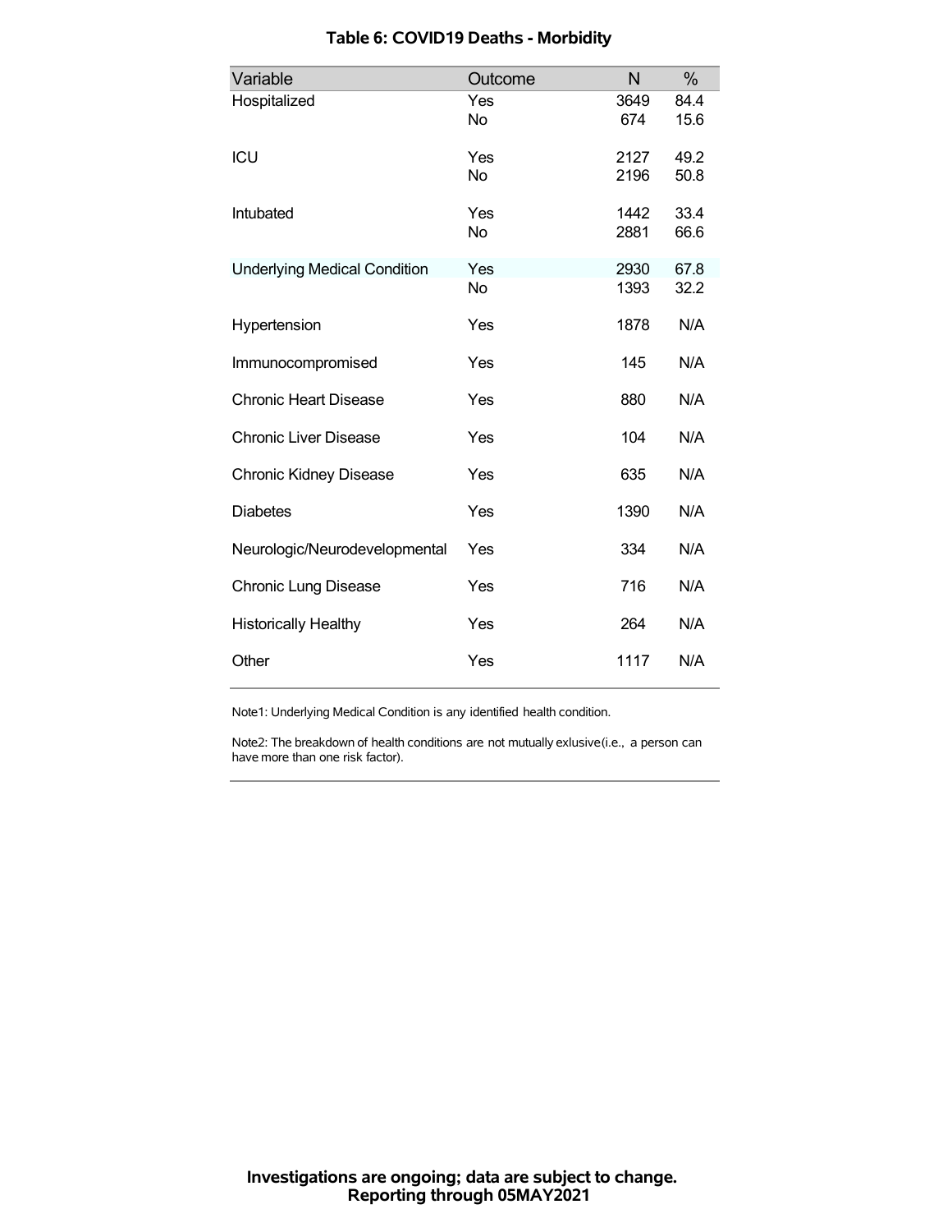## Table 6: COVID19 Deaths - Morbidity

| Variable | Outcome | N | % |
|---|---|---|---|
| Hospitalized | Yes | 3649 | 84.4 |
| | No | 674 | 15.6 |
| ICU | Yes | 2127 | 49.2 |
| | No | 2196 | 50.8 |
| Intubated | Yes | 1442 | 33.4 |
| | No | 2881 | 66.6 |
| Underlying Medical Condition | Yes | 2930 | 67.8 |
| | No | 1393 | 32.2 |
| Hypertension | Yes | 1878 | N/A |
| Immunocompromised | Yes | 145 | N/A |
| Chronic Heart Disease | Yes | 880 | N/A |
| Chronic Liver Disease | Yes | 104 | N/A |
| Chronic Kidney Disease | Yes | 635 | N/A |
| Diabetes | Yes | 1390 | N/A |
| Neurologic/Neurodevelopmental | Yes | 334 | N/A |
| Chronic Lung Disease | Yes | 716 | N/A |
| Historically Healthy | Yes | 264 | N/A |
| Other | Yes | 1117 | N/A |

Note1: Underlying Medical Condition is any identified health condition.

Note2: The breakdown of health conditions are not mutually exlusive(i.e., a person can have more than one risk factor).

**Investigations are ongoing; data are subject to change.**
**Reporting through 05MAY2021**